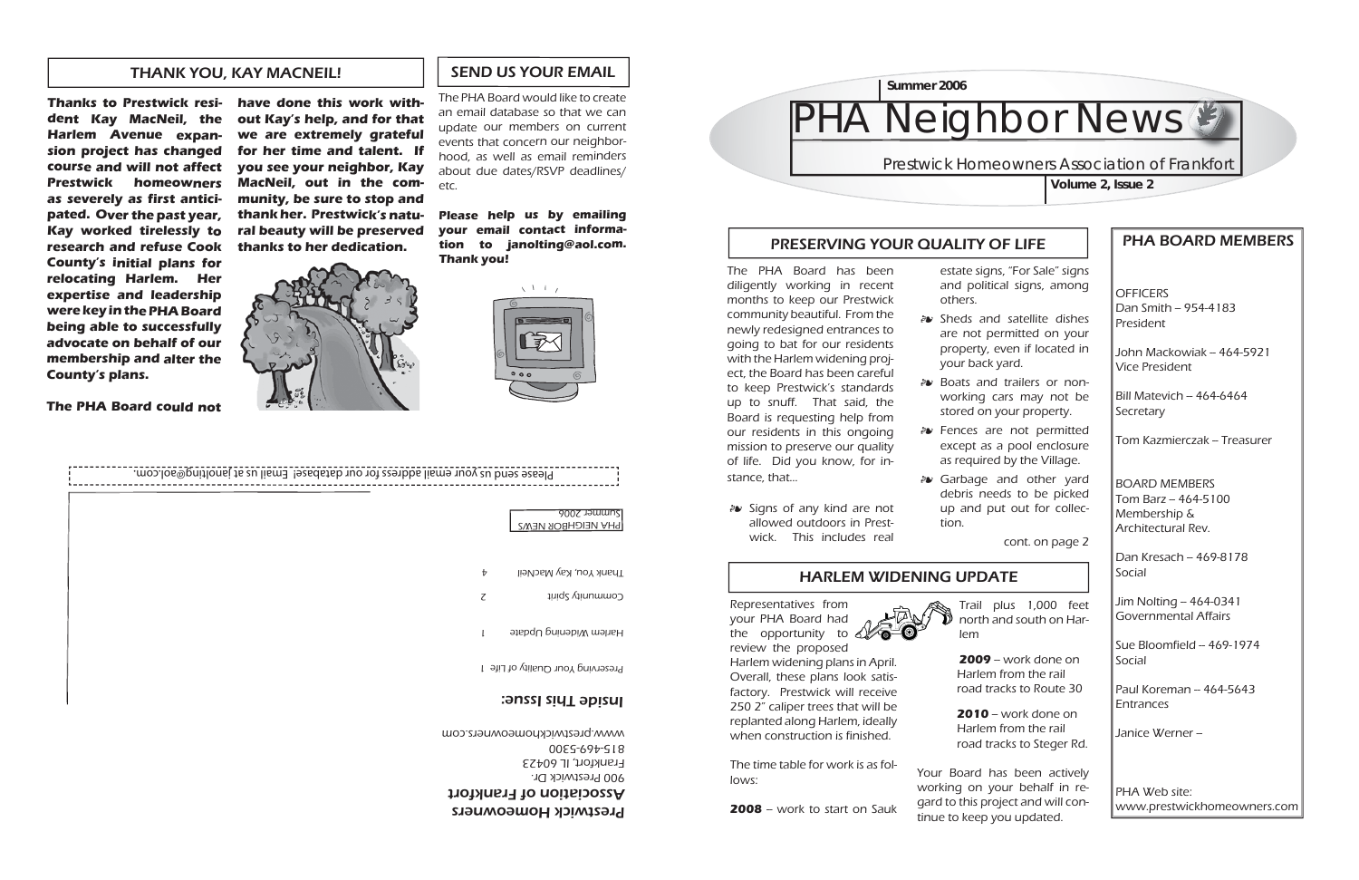# PHA Neighbor News

**Summer 2006**

Prestwick Homeowners Association of Frankfort

**Volume 2, Issue 2**

## PRESERVING YOUR QUALITY OF LIFE

The PHA Board has been diligently working in recent months to keep our Prestwick community beautiful. From the newly redesigned entrances to going to bat for our residents with the Harlem widening project, the Board has been careful to keep Prestwick's standards up to snuff. That said, the Board is requesting help from our residents in this ongoing mission to preserve our quality of life. Did you know, for instance, that...

- Signs of any kind are not allowed outdoors in Prestwick. This includes real estate signs, "For Sale" signs and political signs, among others.
- Sheds and satellite dishes are not permitted on your property, even if located in your back yard.
- Boats and trailers or non-working cars may not be stored on your property.
- Fences are not permitted except as a pool enclosure as required by the Village.
- Garbage and other yard debris needs to be picked up and put out for collection.

cont. on page 2

## HARLEM WIDENING UPDATE

Representatives from your PHA Board had the opportunity to review the proposed Harlem widening plans in April. Overall, these plans look satisfactory. Prestwick will receive 250 2" caliper trees that will be replanted along Harlem, ideally when construction is finished.

The time table for work is as follows:

**2008** – work to start on Sauk Trail plus 1,000 feet north and south on Harlem

**2009** – work done on Harlem from the rail road tracks to Route 30

**2010** – work done on Harlem from the rail road tracks to Steger Rd.

Your Board has been actively working on your behalf in regard to this project and will continue to keep you updated.

## PHA BOARD MEMBERS

OFFICERS

Dan Smith – 954-4183
President

John Mackowiak – 464-5921
Vice President

Bill Matevich – 464-6464
Secretary

Tom Kazmierczak – Treasurer

BOARD MEMBERS

Tom Barz – 464-5100
Membership & Architectural Rev.

Dan Kresach – 469-8178
Social

Jim Nolting – 464-0341
Governmental Affairs

Sue Bloomfield – 469-1974
Social

Paul Koreman – 464-5643
Entrances

Janice Werner –

PHA Web site:
www.prestwickhomeowners.com

## THANK YOU, KAY MACNEIL!

***Thanks to Prestwick resident Kay MacNeil, the Harlem Avenue expansion project has changed course and will not affect Prestwick homeowners as severely as first anticipated. Over the past year, Kay worked tirelessly to research and refuse Cook County's initial plans for relocating Harlem. Her expertise and leadership were key in the PHA Board being able to successfully advocate on behalf of our membership and alter the County's plans.***

***The PHA Board could not have done this work without Kay's help, and for that we are extremely grateful for her time and talent. If you see your neighbor, Kay MacNeil, out in the community, be sure to stop and thank her. Prestwick's natural beauty will be preserved thanks to her dedication.***

## SEND US YOUR EMAIL

The PHA Board would like to create an email database so that we can update our members on current events that concern our neighborhood, as well as email reminders about due dates/RSVP deadlines/etc.

**Please help us by emailing your email contact information to janolting@aol.com. Thank you!**

Please send us your email address for our database! Email us at janolting@aol.com.

**Prestwick Homeowners Association of Frankfort**
900 Prestwick Dr.
Frankfort, IL 60423
815-469-5300
www.prestwickhomeowners.com

PHA NEIGHBOR NEWS
Summer 2006

### Inside This Issue:

| | |
|---|---|
| Preserving Your Quality of Life | 1 |
| Harlem Widening Update | 1 |
| Community Spirit | 2 |
| Thank You, Kay MacNeil | 4 |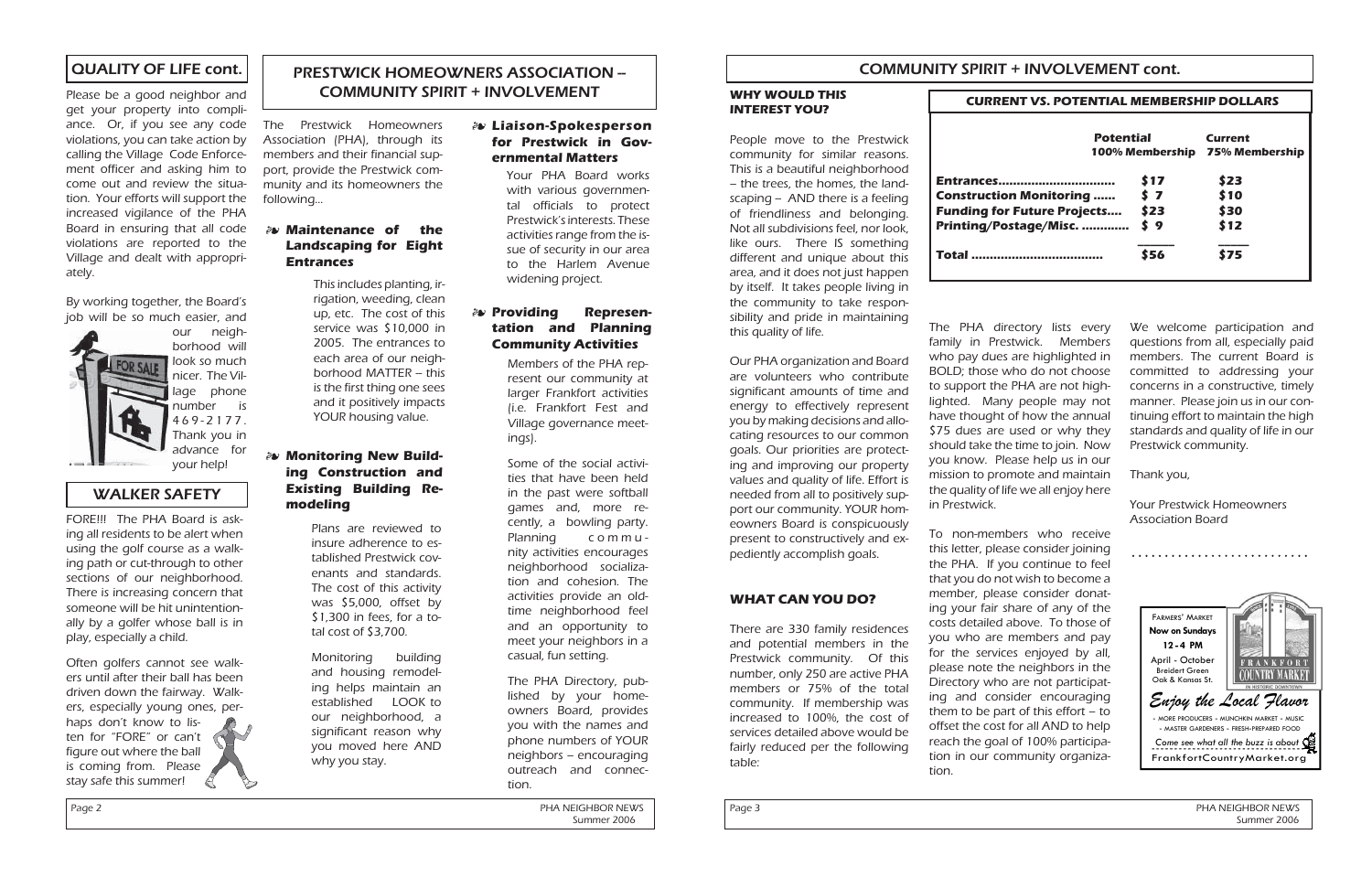## QUALITY OF LIFE cont.

Please be a good neighbor and get your property into compliance. Or, if you see any code violations, you can take action by calling the Village Code Enforcement officer and asking him to come out and review the situation. Your efforts will support the increased vigilance of the PHA Board in ensuring that all code violations are reported to the Village and dealt with appropriately.

By working together, the Board's job will be so much easier, and our neighborhood will look so much nicer. The Village phone number is 469-2177. Thank you in advance for your help!

## WALKER SAFETY

FORE!!! The PHA Board is asking all residents to be alert when using the golf course as a walking path or cut-through to other sections of our neighborhood. There is increasing concern that someone will be hit unintentionally by a golfer whose ball is in play, especially a child.

Often golfers cannot see walkers until after their ball has been driven down the fairway. Walkers, especially young ones, perhaps don't know to listen for "FORE" or can't figure out where the ball is coming from. Please stay safe this summer!

## PRESTWICK HOMEOWNERS ASSOCIATION – COMMUNITY SPIRIT + INVOLVEMENT

The Prestwick Homeowners Association (PHA), through its members and their financial support, provide the Prestwick community and its homeowners the following...

### Maintenance of the Landscaping for Eight Entrances

This includes planting, irrigation, weeding, clean up, etc. The cost of this service was $10,000 in 2005. The entrances to each area of our neighborhood MATTER – this is the first thing one sees and it positively impacts YOUR housing value.

### Monitoring New Building Construction and Existing Building Remodeling

Plans are reviewed to insure adherence to established Prestwick covenants and standards. The cost of this activity was $5,000, offset by $1,300 in fees, for a total cost of $3,700.

Monitoring building and housing remodeling helps maintain an established LOOK to our neighborhood, a significant reason why you moved here AND why you stay.

### Liaison-Spokesperson for Prestwick in Governmental Matters

Your PHA Board works with various governmental officials to protect Prestwick's interests. These activities range from the issue of security in our area to the Harlem Avenue widening project.

### Providing Representation and Planning Community Activities

Members of the PHA represent our community at larger Frankfort activities (i.e. Frankfort Fest and Village governance meetings).

Some of the social activities that have been held in the past were softball games and, more recently, a bowling party. Planning community activities encourages neighborhood socialization and cohesion. The activities provide an old-time neighborhood feel and an opportunity to meet your neighbors in a casual, fun setting.

The PHA Directory, published by your homeowners Board, provides you with the names and phone numbers of YOUR neighbors – encouraging outreach and connection.

## COMMUNITY SPIRIT + INVOLVEMENT cont.

### WHY WOULD THIS INTEREST YOU?

People move to the Prestwick community for similar reasons. This is a beautiful neighborhood – the trees, the homes, the landscaping – AND there is a feeling of friendliness and belonging. Not all subdivisions feel, nor look, like ours. There IS something different and unique about this area, and it does not just happen by itself. It takes people living in the community to take responsibility and pride in maintaining this quality of life.

Our PHA organization and Board are volunteers who contribute significant amounts of time and energy to effectively represent you by making decisions and allocating resources to our common goals. Our priorities are protecting and improving our property values and quality of life. Effort is needed from all to positively support our community. YOUR homeowners Board is conspicuously present to constructively and expediently accomplish goals.

### WHAT CAN YOU DO?

There are 330 family residences and potential members in the Prestwick community. Of this number, only 250 are active PHA members or 75% of the total community. If membership was increased to 100%, the cost of services detailed above would be fairly reduced per the following table:

**CURRENT VS. POTENTIAL MEMBERSHIP DOLLARS**

| | Potential 100% Membership | Current 75% Membership |
|---|---|---|
| Entrances | $17 | $23 |
| Construction Monitoring | $7 | $10 |
| Funding for Future Projects | $23 | $30 |
| Printing/Postage/Misc. | $9 | $12 |
| Total | $56 | $75 |

The PHA directory lists every family in Prestwick. Members who pay dues are highlighted in BOLD; those who do not choose to support the PHA are not highlighted. Many people may not have thought of how the annual $75 dues are used or why they should take the time to join. Now you know. Please help us in our mission to promote and maintain the quality of life we all enjoy here in Prestwick.

To non-members who receive this letter, please consider joining the PHA. If you continue to feel that you do not wish to become a member, please consider donating your fair share of any of the costs detailed above. To those of you who are members and pay for the services enjoyed by all, please note the neighbors in the Directory who are not participating and consider encouraging them to be part of this effort – to offset the cost for all AND to help reach the goal of 100% participation in our community organization.

We welcome participation and questions from all, especially paid members. The current Board is committed to addressing your concerns in a constructive, timely manner. Please join us in our continuing effort to maintain the high standards and quality of life in our Prestwick community.

Thank you,

Your Prestwick Homeowners Association Board

FARMERS' MARKET
Now on Sundays
12-4 PM
April - October
Breidert Green
Oak & Kansas St.

FRANKFORT COUNTRY MARKET
IN HISTORIC DOWNTOWN

*Enjoy the Local Flavor*

- MORE PRODUCERS - MUNCHKIN MARKET - MUSIC - MASTER GARDENERS - FRESH-PREPARED FOOD

*Come see what all the buzz is about*

FrankfortCountryMarket.org